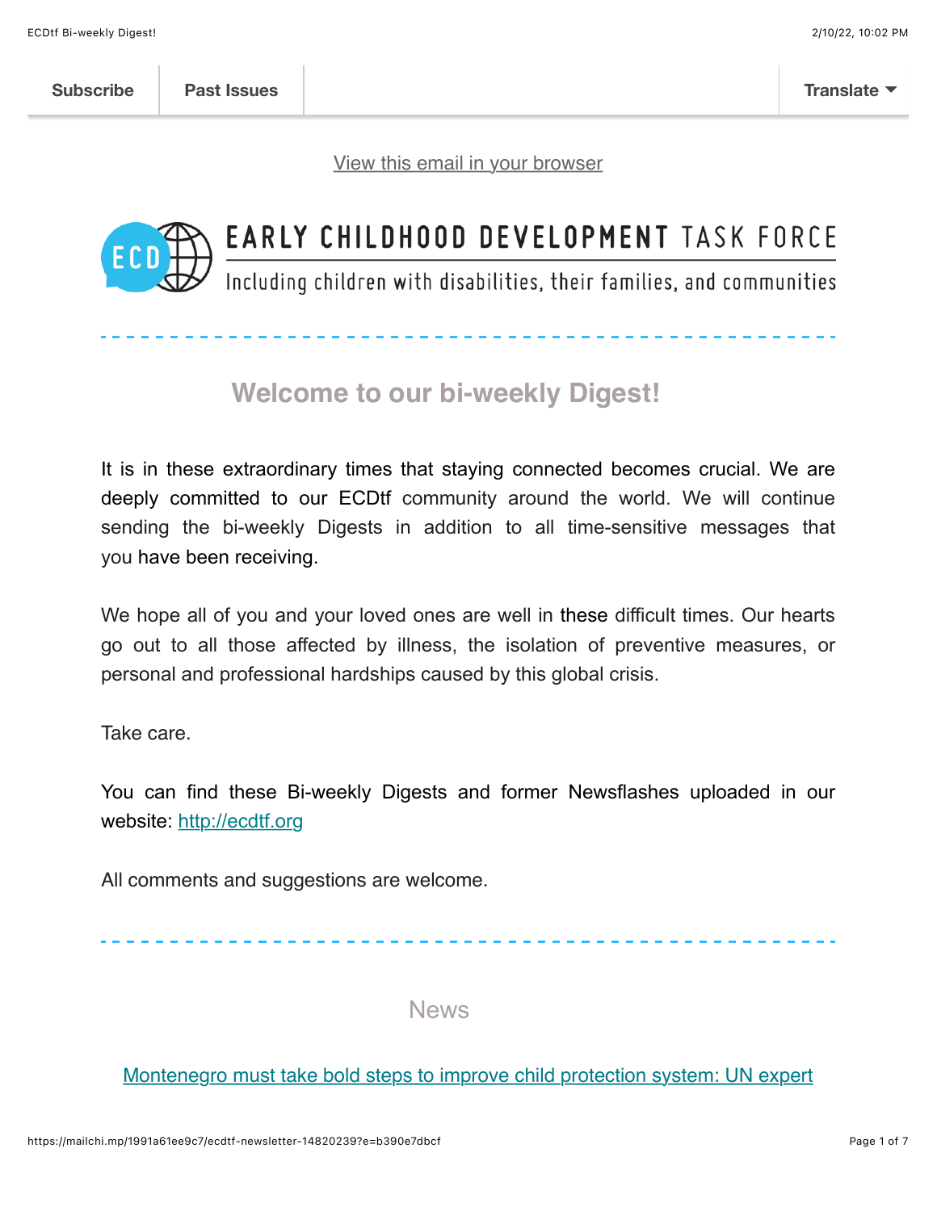Subscribe | Past Issues | Translate

[View this email in your browser]

EARLY CHILDHOOD DEVELOPMENT TASK FORCE

Including children with disabilities, their families, and communities

## Welcome to our bi-weekly Digest!

It is in these extraordinary times that staying connected becomes crucial. We are deeply committed to our ECDtf community around the world. We will continue sending the bi-weekly Digests in addition to all time-sensitive messages that you have been receiving.

We hope all of you and your loved ones are well in these difficult times. Our hearts go out to all those affected by illness, the isolation of preventive measures, or personal and professional hardships caused by this global crisis.

Take care.

You can find these Bi-weekly Digests and former Newsflashes uploaded in our website: http://ecdtf.org

All comments and suggestions are welcome.

## News

Montenegro must take bold steps to improve child protection system: UN expert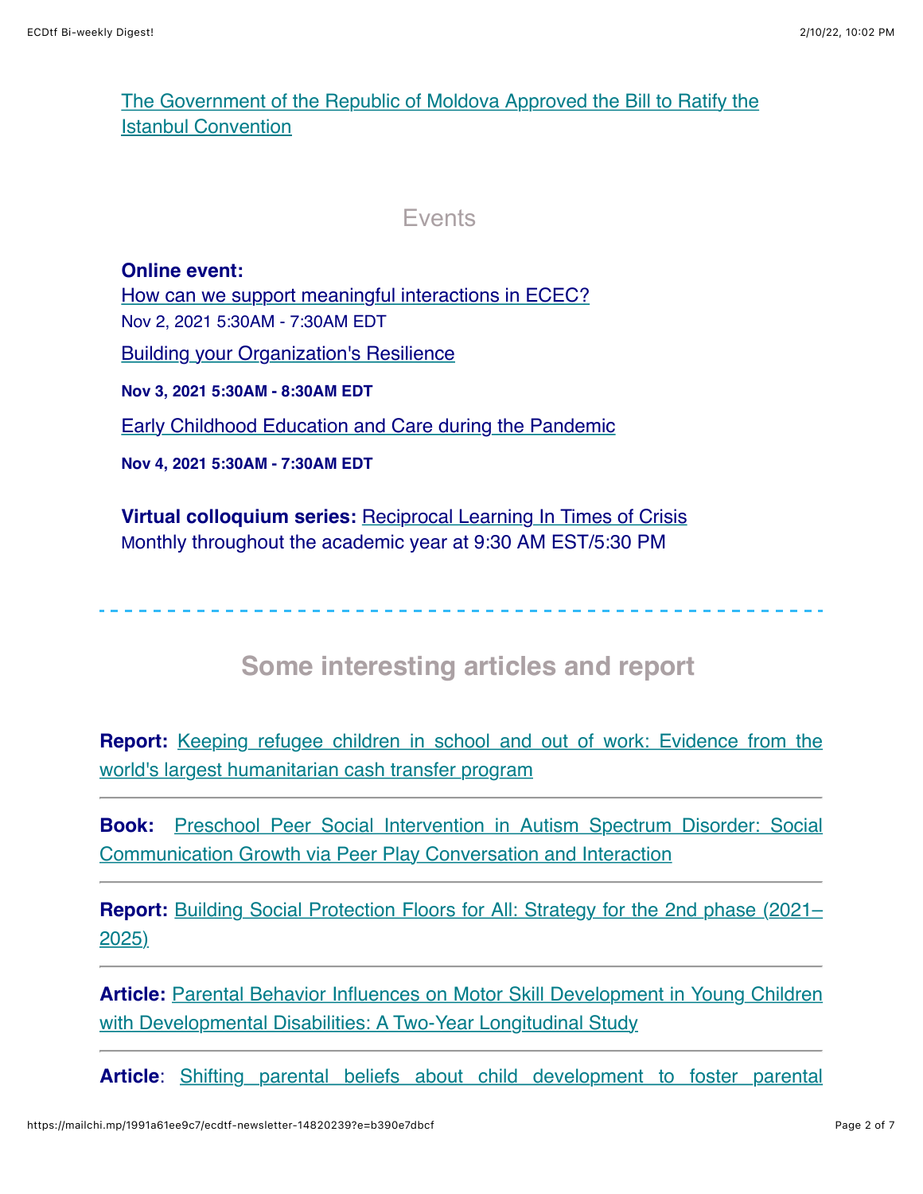The Government of the Republic of Moldova Approved the Bill to Ratify the Istanbul Convention

## Events

**Online event:**

How can we support meaningful interactions in ECEC?

Nov 2, 2021 5:30AM - 7:30AM EDT

Building your Organization's Resilience

**Nov 3, 2021 5:30AM - 8:30AM EDT**

Early Childhood Education and Care during the Pandemic

**Nov 4, 2021 5:30AM - 7:30AM EDT**

**Virtual colloquium series:** Reciprocal Learning In Times of Crisis

Monthly throughout the academic year at 9:30 AM EST/5:30 PM

---

## Some interesting articles and report

**Report:** Keeping refugee children in school and out of work: Evidence from the world's largest humanitarian cash transfer program

---

**Book:** Preschool Peer Social Intervention in Autism Spectrum Disorder: Social Communication Growth via Peer Play Conversation and Interaction

---

**Report:** Building Social Protection Floors for All: Strategy for the 2nd phase (2021–2025)

---

**Article:** Parental Behavior Influences on Motor Skill Development in Young Children with Developmental Disabilities: A Two-Year Longitudinal Study

---

**Article**: Shifting parental beliefs about child development to foster parental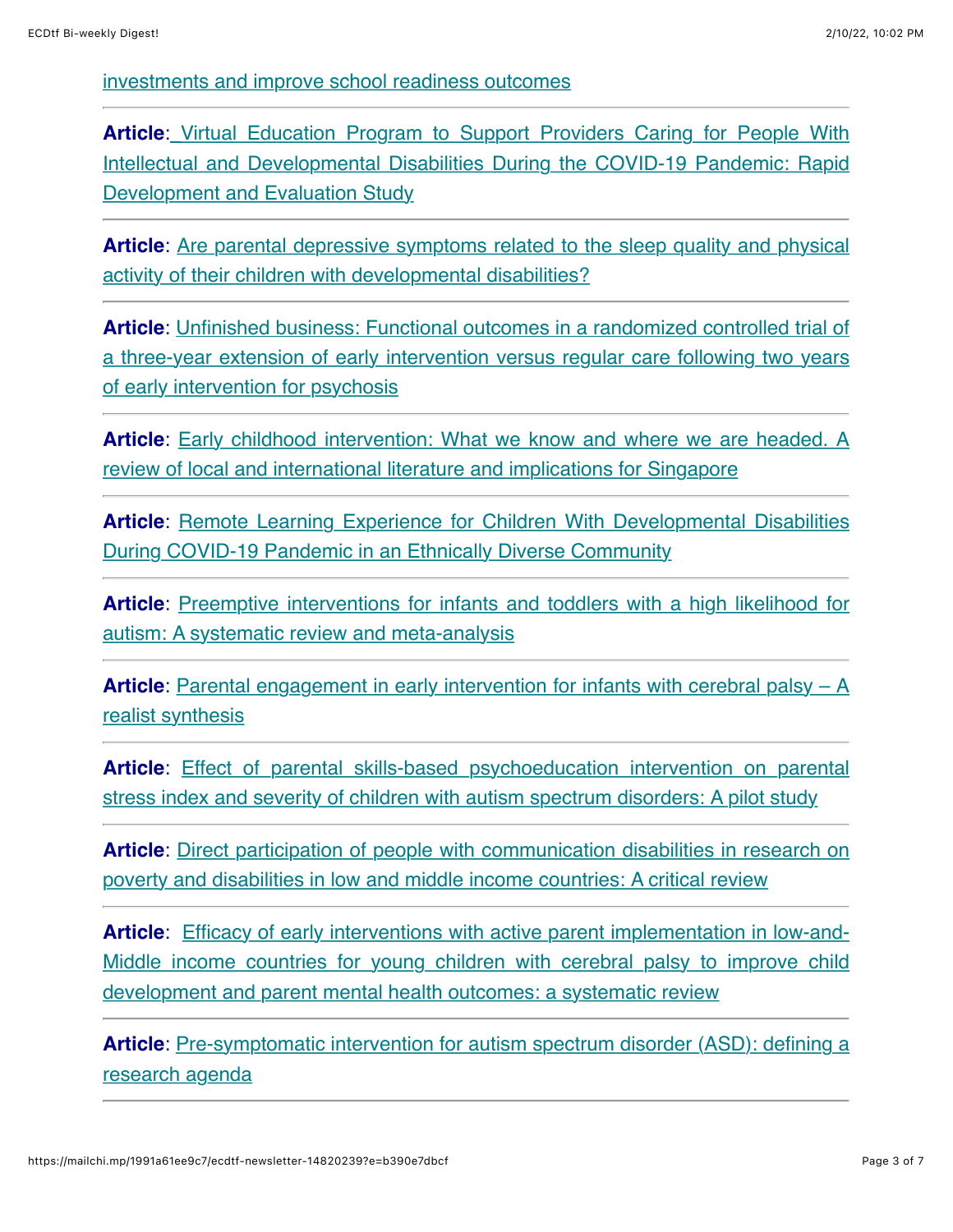investments and improve school readiness outcomes

---

**Article**: Virtual Education Program to Support Providers Caring for People With Intellectual and Developmental Disabilities During the COVID-19 Pandemic: Rapid Development and Evaluation Study

---

**Article**: Are parental depressive symptoms related to the sleep quality and physical activity of their children with developmental disabilities?

---

**Article**: Unfinished business: Functional outcomes in a randomized controlled trial of a three-year extension of early intervention versus regular care following two years of early intervention for psychosis

---

**Article**: Early childhood intervention: What we know and where we are headed. A review of local and international literature and implications for Singapore

---

**Article**: Remote Learning Experience for Children With Developmental Disabilities During COVID-19 Pandemic in an Ethnically Diverse Community

---

**Article**: Preemptive interventions for infants and toddlers with a high likelihood for autism: A systematic review and meta-analysis

---

**Article**: Parental engagement in early intervention for infants with cerebral palsy – A realist synthesis

---

**Article**: Effect of parental skills-based psychoeducation intervention on parental stress index and severity of children with autism spectrum disorders: A pilot study

---

**Article**: Direct participation of people with communication disabilities in research on poverty and disabilities in low and middle income countries: A critical review

---

**Article**: Efficacy of early interventions with active parent implementation in low-and-Middle income countries for young children with cerebral palsy to improve child development and parent mental health outcomes: a systematic review

---

**Article**: Pre-symptomatic intervention for autism spectrum disorder (ASD): defining a research agenda

---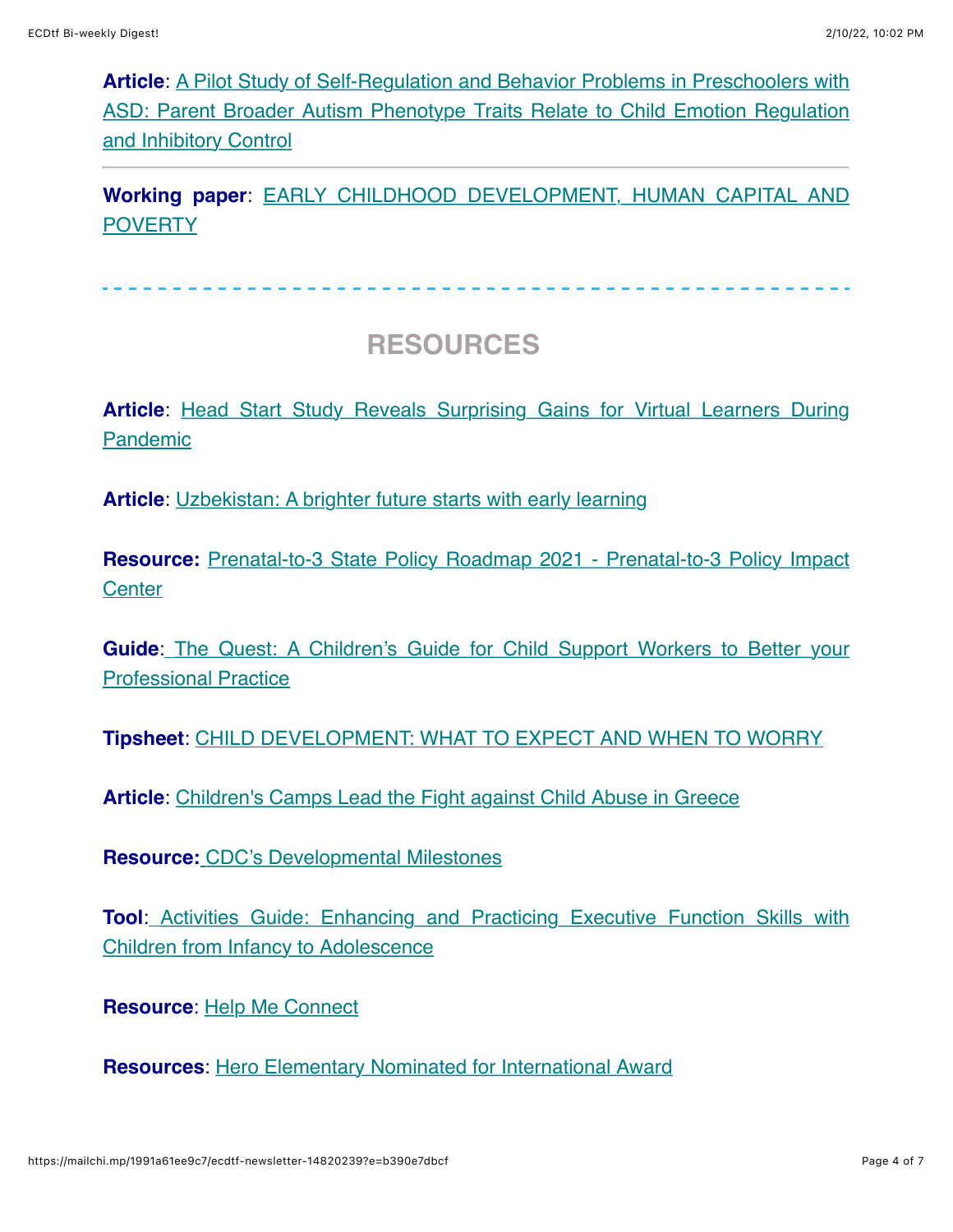**Article**: A Pilot Study of Self-Regulation and Behavior Problems in Preschoolers with ASD: Parent Broader Autism Phenotype Traits Relate to Child Emotion Regulation and Inhibitory Control

---

**Working paper**: EARLY CHILDHOOD DEVELOPMENT, HUMAN CAPITAL AND POVERTY

## RESOURCES

**Article**: Head Start Study Reveals Surprising Gains for Virtual Learners During Pandemic

**Article**: Uzbekistan: A brighter future starts with early learning

**Resource:** Prenatal-to-3 State Policy Roadmap 2021 - Prenatal-to-3 Policy Impact Center

**Guide**: The Quest: A Children's Guide for Child Support Workers to Better your Professional Practice

**Tipsheet**: CHILD DEVELOPMENT: WHAT TO EXPECT AND WHEN TO WORRY

**Article**: Children's Camps Lead the Fight against Child Abuse in Greece

**Resource:** CDC's Developmental Milestones

**Tool**: Activities Guide: Enhancing and Practicing Executive Function Skills with Children from Infancy to Adolescence

**Resource**: Help Me Connect

**Resources**: Hero Elementary Nominated for International Award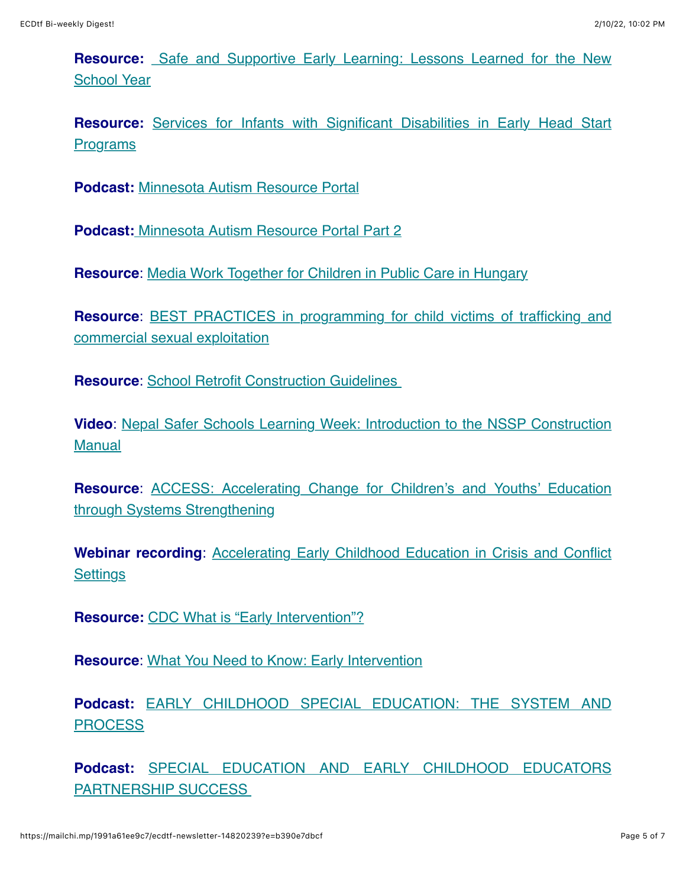**Resource:** Safe and Supportive Early Learning: Lessons Learned for the New School Year

**Resource:** Services for Infants with Significant Disabilities in Early Head Start Programs

**Podcast:** Minnesota Autism Resource Portal

**Podcast:** Minnesota Autism Resource Portal Part 2

**Resource**: Media Work Together for Children in Public Care in Hungary

**Resource**: BEST PRACTICES in programming for child victims of trafficking and commercial sexual exploitation

**Resource**: School Retrofit Construction Guidelines

**Video**: Nepal Safer Schools Learning Week: Introduction to the NSSP Construction Manual

**Resource**: ACCESS: Accelerating Change for Children's and Youths' Education through Systems Strengthening

**Webinar recording**: Accelerating Early Childhood Education in Crisis and Conflict Settings

**Resource:** CDC What is "Early Intervention"?

**Resource**: What You Need to Know: Early Intervention

**Podcast:** EARLY CHILDHOOD SPECIAL EDUCATION: THE SYSTEM AND PROCESS

**Podcast:** SPECIAL EDUCATION AND EARLY CHILDHOOD EDUCATORS PARTNERSHIP SUCCESS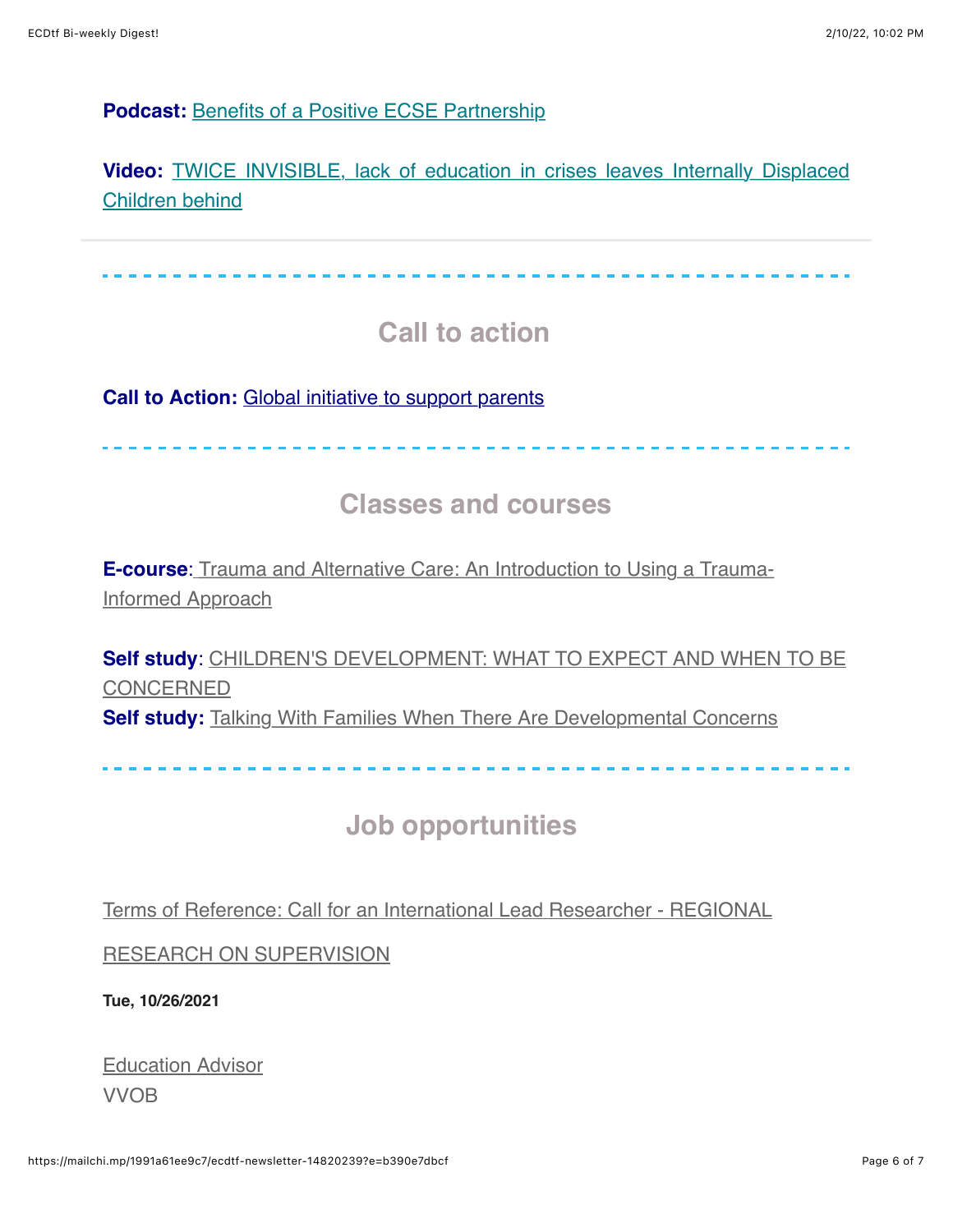**Podcast:** Benefits of a Positive ECSE Partnership

**Video:** TWICE INVISIBLE, lack of education in crises leaves Internally Displaced Children behind

---

## Call to action

**Call to Action:** Global initiative to support parents

## Classes and courses

**E-course**: Trauma and Alternative Care: An Introduction to Using a Trauma-Informed Approach

**Self study**: CHILDREN'S DEVELOPMENT: WHAT TO EXPECT AND WHEN TO BE CONCERNED
**Self study:** Talking With Families When There Are Developmental Concerns

## Job opportunities

Terms of Reference: Call for an International Lead Researcher - REGIONAL RESEARCH ON SUPERVISION

**Tue, 10/26/2021**

Education Advisor
VVOB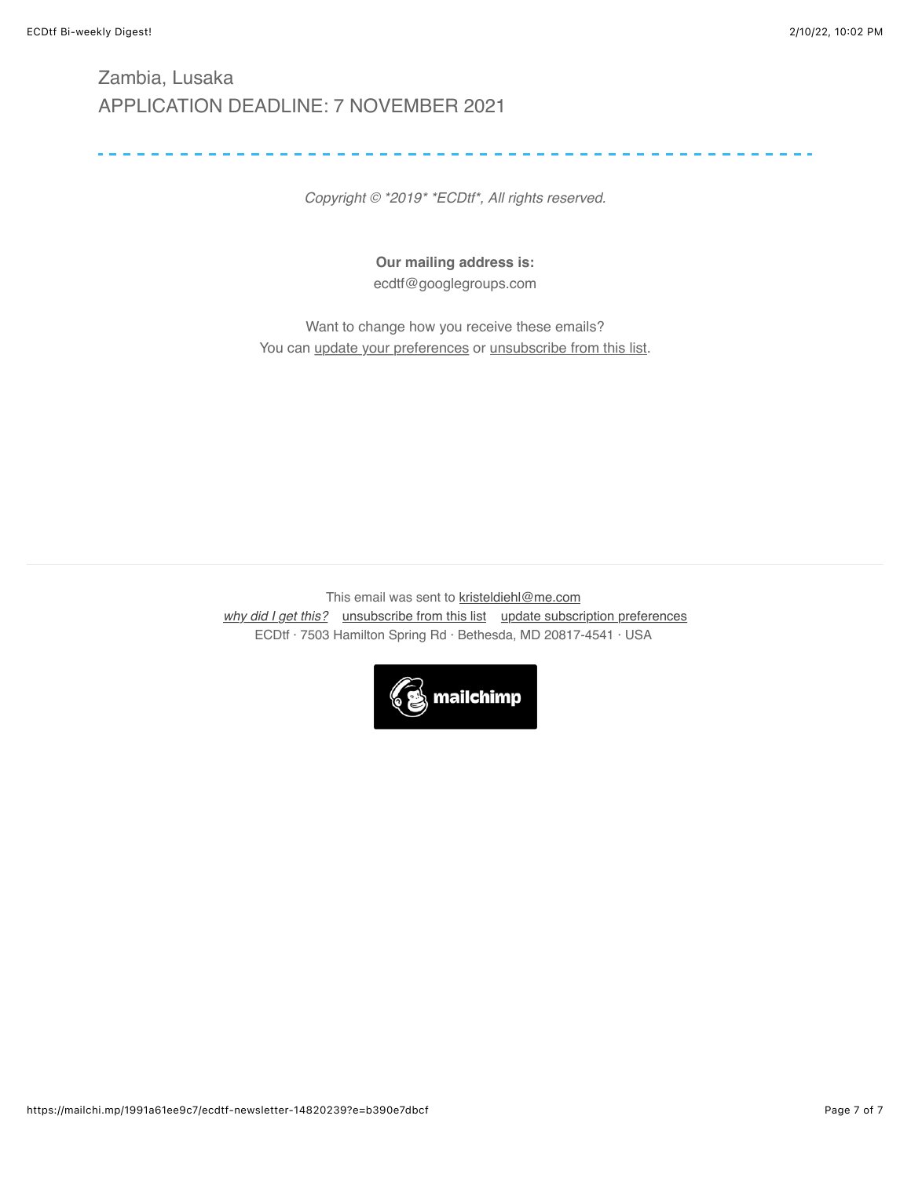Zambia, Lusaka
APPLICATION DEADLINE: 7 NOVEMBER 2021

---

*Copyright © *2019* *ECDtf*, All rights reserved.*

**Our mailing address is:**
ecdtf@googlegroups.com

Want to change how you receive these emails?
You can update your preferences or unsubscribe from this list.

---

This email was sent to kristeldiehl@me.com
*why did I get this?* unsubscribe from this list update subscription preferences
ECDtf · 7503 Hamilton Spring Rd · Bethesda, MD 20817-4541 · USA

mailchimp